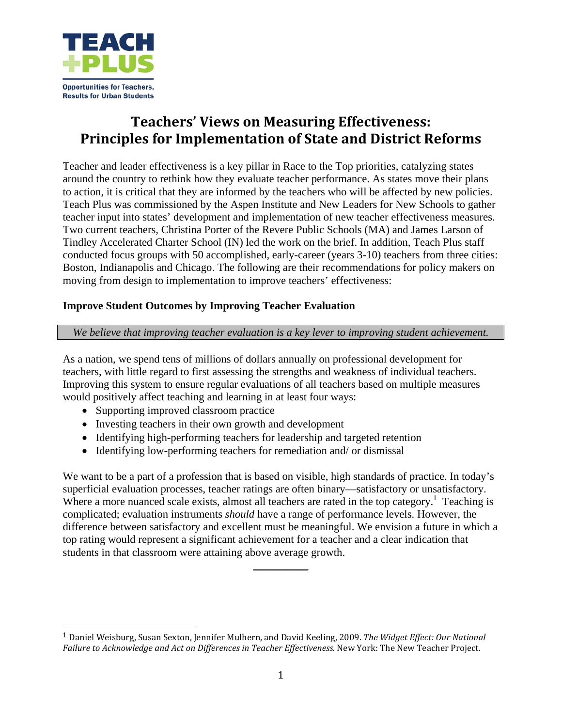TEACH +PLUS

Opportunities for Teachers, Results for Urban Students

# Teachers' Views on Measuring Effectiveness: Principles for Implementation of State and District Reforms

Teacher and leader effectiveness is a key pillar in Race to the Top priorities, catalyzing states around the country to rethink how they evaluate teacher performance. As states move their plans to action, it is critical that they are informed by the teachers who will be affected by new policies. Teach Plus was commissioned by the Aspen Institute and New Leaders for New Schools to gather teacher input into states' development and implementation of new teacher effectiveness measures. Two current teachers, Christina Porter of the Revere Public Schools (MA) and James Larson of Tindley Accelerated Charter School (IN) led the work on the brief. In addition, Teach Plus staff conducted focus groups with 50 accomplished, early-career (years 3-10) teachers from three cities: Boston, Indianapolis and Chicago. The following are their recommendations for policy makers on moving from design to implementation to improve teachers' effectiveness:

**Improve Student Outcomes by Improving Teacher Evaluation**

*We believe that improving teacher evaluation is a key lever to improving student achievement.*

As a nation, we spend tens of millions of dollars annually on professional development for teachers, with little regard to first assessing the strengths and weakness of individual teachers. Improving this system to ensure regular evaluations of all teachers based on multiple measures would positively affect teaching and learning in at least four ways:

- Supporting improved classroom practice
- Investing teachers in their own growth and development
- Identifying high-performing teachers for leadership and targeted retention
- Identifying low-performing teachers for remediation and/ or dismissal

We want to be a part of a profession that is based on visible, high standards of practice. In today's superficial evaluation processes, teacher ratings are often binary—satisfactory or unsatisfactory. Where a more nuanced scale exists, almost all teachers are rated in the top category.[1] Teaching is complicated; evaluation instruments *should* have a range of performance levels. However, the difference between satisfactory and excellent must be meaningful. We envision a future in which a top rating would represent a significant achievement for a teacher and a clear indication that students in that classroom were attaining above average growth.

---

[1] Daniel Weisburg, Susan Sexton, Jennifer Mulhern, and David Keeling, 2009. *The Widget Effect: Our National Failure to Acknowledge and Act on Differences in Teacher Effectiveness.* New York: The New Teacher Project.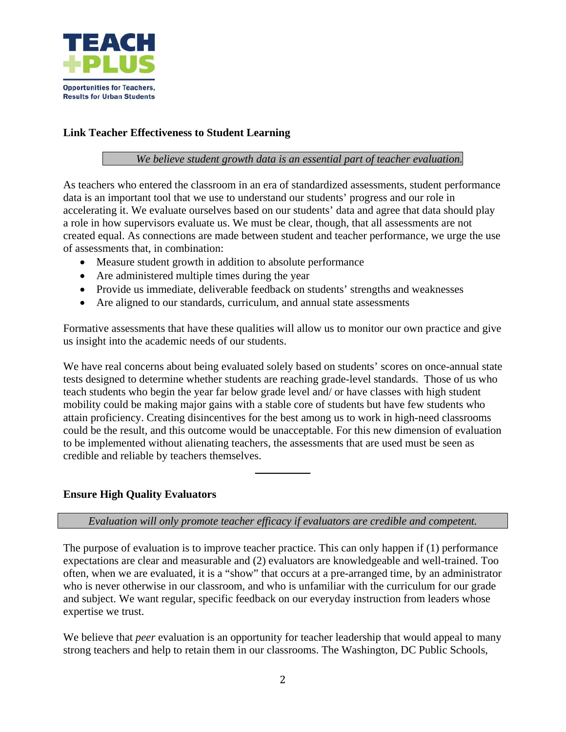## Link Teacher Effectiveness to Student Learning

*We believe student growth data is an essential part of teacher evaluation.*

As teachers who entered the classroom in an era of standardized assessments, student performance data is an important tool that we use to understand our students' progress and our role in accelerating it. We evaluate ourselves based on our students' data and agree that data should play a role in how supervisors evaluate us. We must be clear, though, that all assessments are not created equal. As connections are made between student and teacher performance, we urge the use of assessments that, in combination:

- Measure student growth in addition to absolute performance
- Are administered multiple times during the year
- Provide us immediate, deliverable feedback on students' strengths and weaknesses
- Are aligned to our standards, curriculum, and annual state assessments

Formative assessments that have these qualities will allow us to monitor our own practice and give us insight into the academic needs of our students.

We have real concerns about being evaluated solely based on students' scores on once-annual state tests designed to determine whether students are reaching grade-level standards. Those of us who teach students who begin the year far below grade level and/ or have classes with high student mobility could be making major gains with a stable core of students but have few students who attain proficiency. Creating disincentives for the best among us to work in high-need classrooms could be the result, and this outcome would be unacceptable. For this new dimension of evaluation to be implemented without alienating teachers, the assessments that are used must be seen as credible and reliable by teachers themselves.

---

## Ensure High Quality Evaluators

*Evaluation will only promote teacher efficacy if evaluators are credible and competent.*

The purpose of evaluation is to improve teacher practice. This can only happen if (1) performance expectations are clear and measurable and (2) evaluators are knowledgeable and well-trained. Too often, when we are evaluated, it is a "show" that occurs at a pre-arranged time, by an administrator who is never otherwise in our classroom, and who is unfamiliar with the curriculum for our grade and subject. We want regular, specific feedback on our everyday instruction from leaders whose expertise we trust.

We believe that *peer* evaluation is an opportunity for teacher leadership that would appeal to many strong teachers and help to retain them in our classrooms. The Washington, DC Public Schools,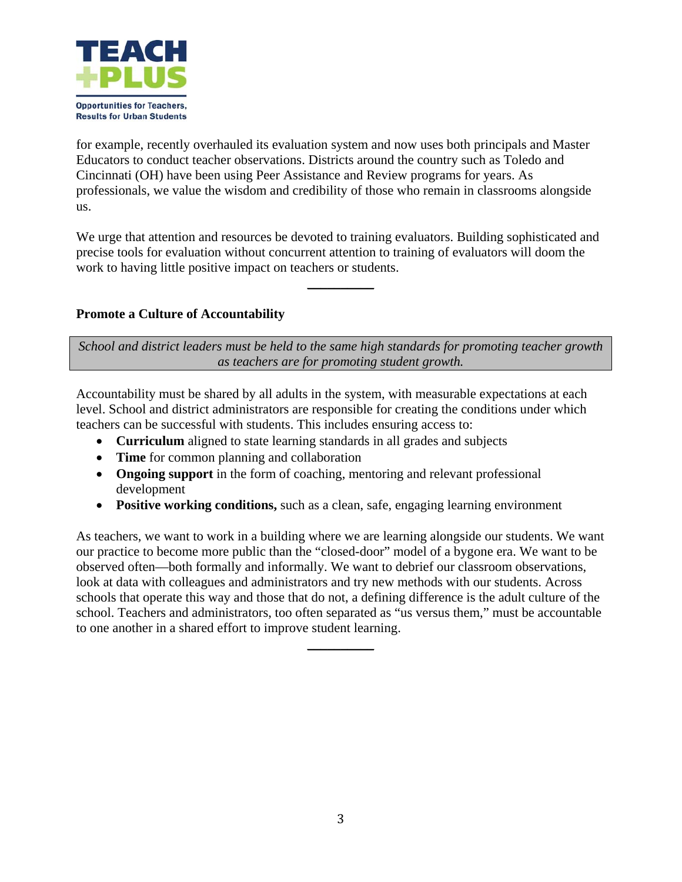for example, recently overhauled its evaluation system and now uses both principals and Master Educators to conduct teacher observations. Districts around the country such as Toledo and Cincinnati (OH) have been using Peer Assistance and Review programs for years. As professionals, we value the wisdom and credibility of those who remain in classrooms alongside us.

We urge that attention and resources be devoted to training evaluators. Building sophisticated and precise tools for evaluation without concurrent attention to training of evaluators will doom the work to having little positive impact on teachers or students.

---

**Promote a Culture of Accountability**

*School and district leaders must be held to the same high standards for promoting teacher growth as teachers are for promoting student growth.*

Accountability must be shared by all adults in the system, with measurable expectations at each level. School and district administrators are responsible for creating the conditions under which teachers can be successful with students. This includes ensuring access to:

- **Curriculum** aligned to state learning standards in all grades and subjects
- **Time** for common planning and collaboration
- **Ongoing support** in the form of coaching, mentoring and relevant professional development
- **Positive working conditions,** such as a clean, safe, engaging learning environment

As teachers, we want to work in a building where we are learning alongside our students. We want our practice to become more public than the "closed-door" model of a bygone era. We want to be observed often—both formally and informally. We want to debrief our classroom observations, look at data with colleagues and administrators and try new methods with our students. Across schools that operate this way and those that do not, a defining difference is the adult culture of the school. Teachers and administrators, too often separated as "us versus them," must be accountable to one another in a shared effort to improve student learning.

---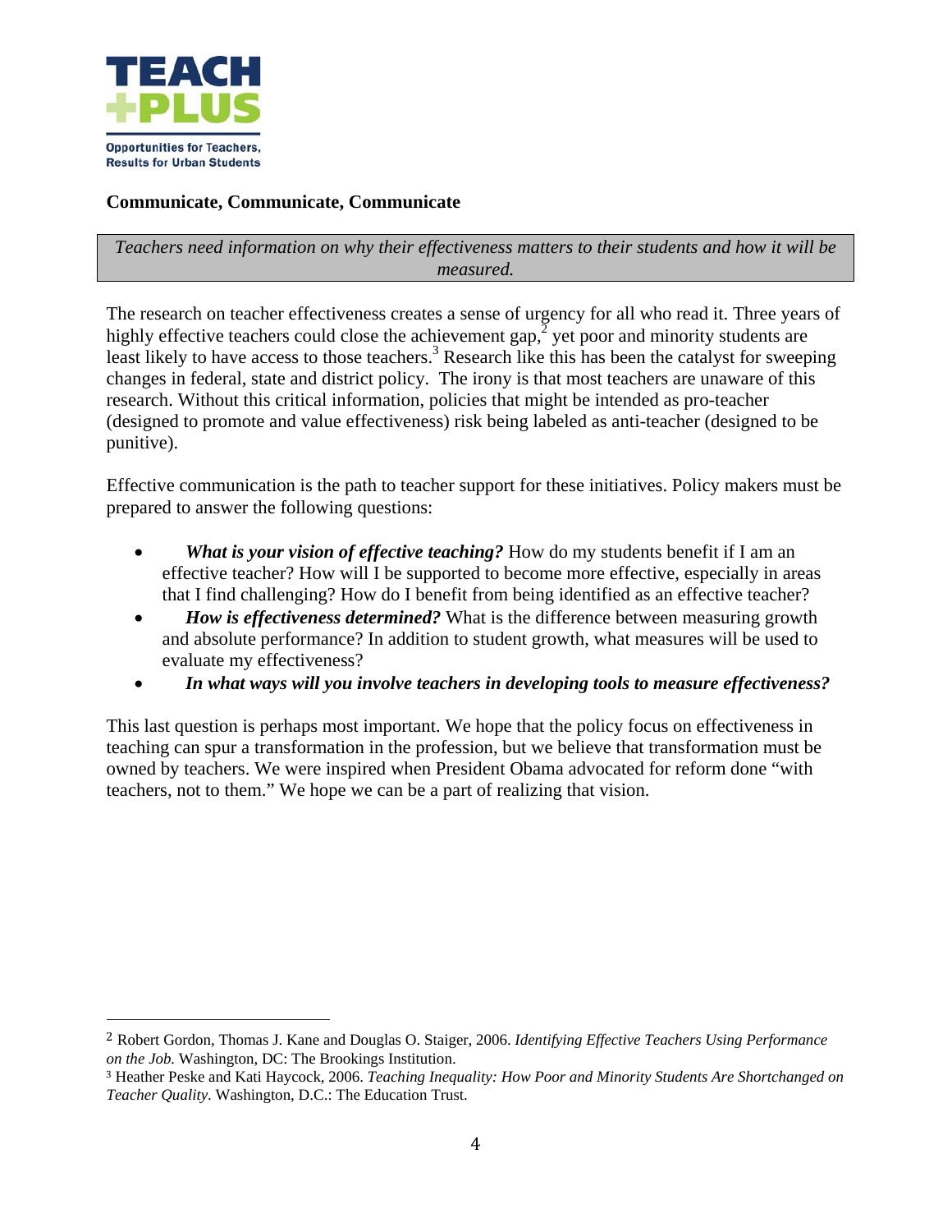**TEACH +PLUS**

**Opportunities for Teachers, Results for Urban Students**

## Communicate, Communicate, Communicate

*Teachers need information on why their effectiveness matters to their students and how it will be measured.*

The research on teacher effectiveness creates a sense of urgency for all who read it. Three years of highly effective teachers could close the achievement gap,[2] yet poor and minority students are least likely to have access to those teachers.[3] Research like this has been the catalyst for sweeping changes in federal, state and district policy. The irony is that most teachers are unaware of this research. Without this critical information, policies that might be intended as pro-teacher (designed to promote and value effectiveness) risk being labeled as anti-teacher (designed to be punitive).

Effective communication is the path to teacher support for these initiatives. Policy makers must be prepared to answer the following questions:

- ***What is your vision of effective teaching?*** How do my students benefit if I am an effective teacher? How will I be supported to become more effective, especially in areas that I find challenging? How do I benefit from being identified as an effective teacher?
- ***How is effectiveness determined?*** What is the difference between measuring growth and absolute performance? In addition to student growth, what measures will be used to evaluate my effectiveness?
- ***In what ways will you involve teachers in developing tools to measure effectiveness?***

This last question is perhaps most important. We hope that the policy focus on effectiveness in teaching can spur a transformation in the profession, but we believe that transformation must be owned by teachers. We were inspired when President Obama advocated for reform done "with teachers, not to them." We hope we can be a part of realizing that vision.

---

[2] Robert Gordon, Thomas J. Kane and Douglas O. Staiger, 2006. *Identifying Effective Teachers Using Performance on the Job.* Washington, DC: The Brookings Institution.

[3] Heather Peske and Kati Haycock, 2006. *Teaching Inequality: How Poor and Minority Students Are Shortchanged on Teacher Quality*. Washington, D.C.: The Education Trust.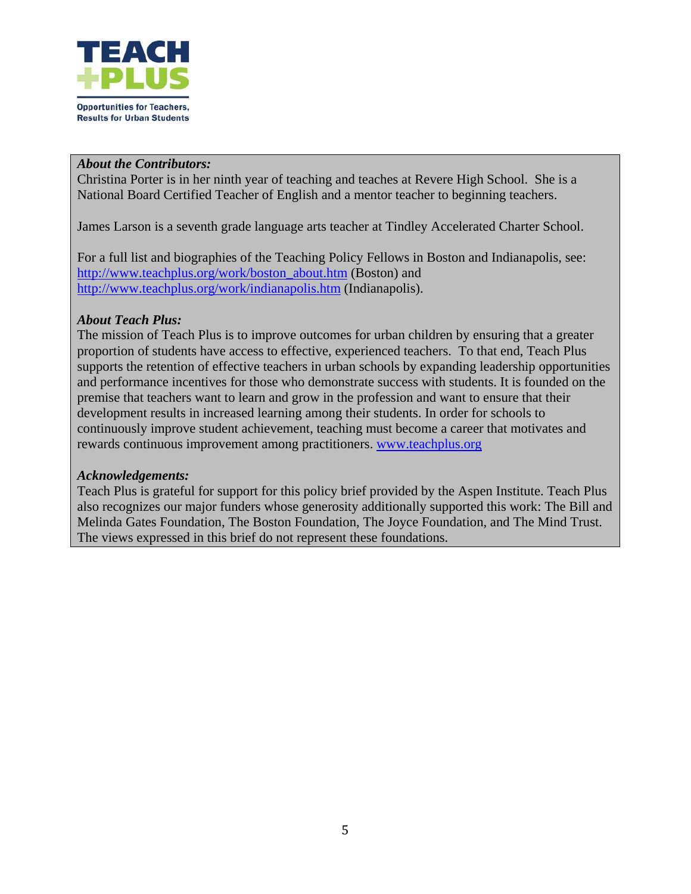TEACH PLUS

Opportunities for Teachers, Results for Urban Students

***About the Contributors:***

Christina Porter is in her ninth year of teaching and teaches at Revere High School. She is a National Board Certified Teacher of English and a mentor teacher to beginning teachers.

James Larson is a seventh grade language arts teacher at Tindley Accelerated Charter School.

For a full list and biographies of the Teaching Policy Fellows in Boston and Indianapolis, see: http://www.teachplus.org/work/boston_about.htm (Boston) and http://www.teachplus.org/work/indianapolis.htm (Indianapolis).

***About Teach Plus:***

The mission of Teach Plus is to improve outcomes for urban children by ensuring that a greater proportion of students have access to effective, experienced teachers. To that end, Teach Plus supports the retention of effective teachers in urban schools by expanding leadership opportunities and performance incentives for those who demonstrate success with students. It is founded on the premise that teachers want to learn and grow in the profession and want to ensure that their development results in increased learning among their students. In order for schools to continuously improve student achievement, teaching must become a career that motivates and rewards continuous improvement among practitioners. www.teachplus.org

***Acknowledgements:***

Teach Plus is grateful for support for this policy brief provided by the Aspen Institute. Teach Plus also recognizes our major funders whose generosity additionally supported this work: The Bill and Melinda Gates Foundation, The Boston Foundation, The Joyce Foundation, and The Mind Trust. The views expressed in this brief do not represent these foundations.